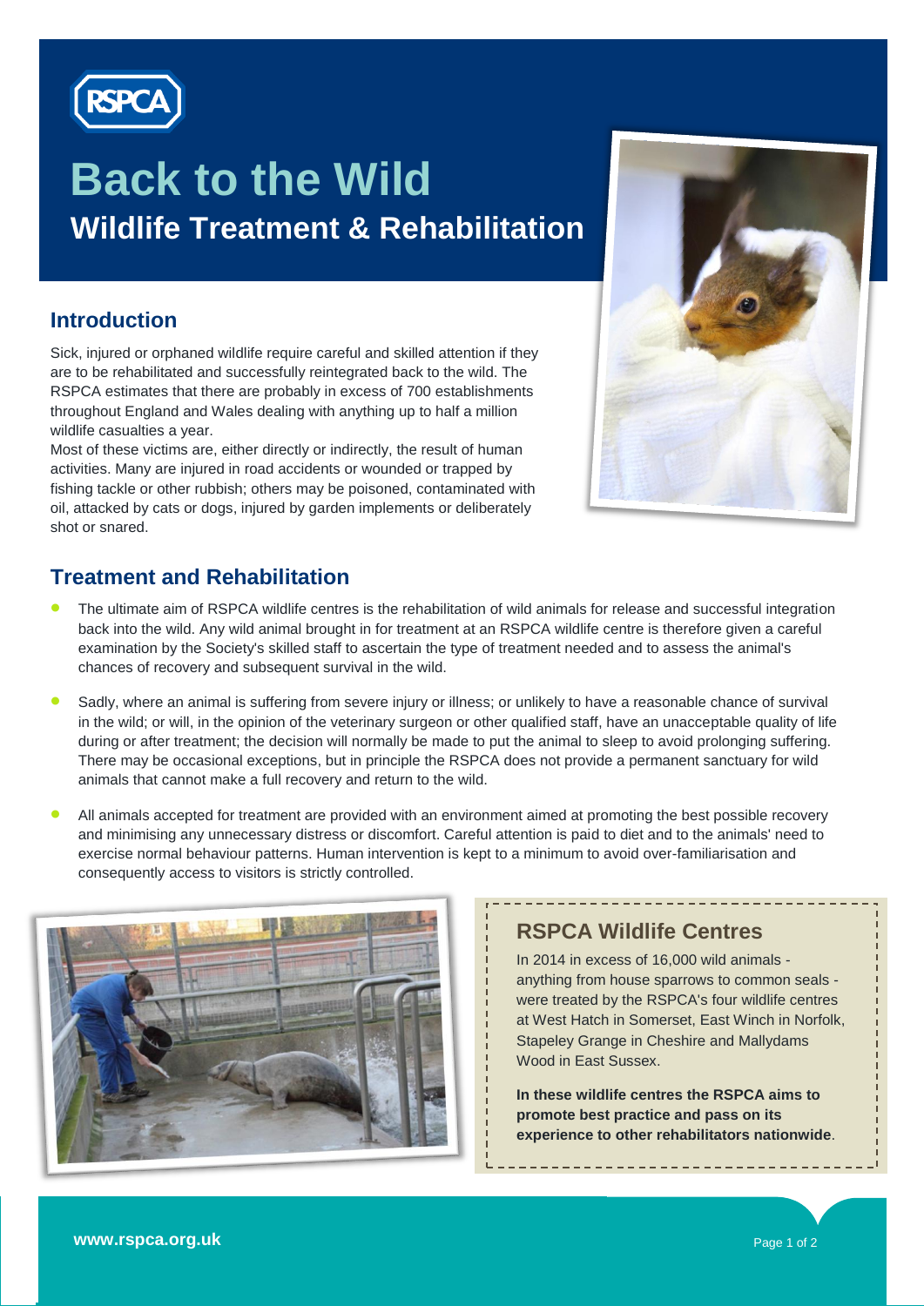RSPCA

# Back to the Wild

## Wildlife Treatment & Rehabilitation

### Introduction

Sick, injured or orphaned wildlife require careful and skilled attention if they are to be rehabilitated and successfully reintegrated back to the wild. The RSPCA estimates that there are probably in excess of 700 establishments throughout England and Wales dealing with anything up to half a million wildlife casualties a year.

Most of these victims are, either directly or indirectly, the result of human activities. Many are injured in road accidents or wounded or trapped by fishing tackle or other rubbish; others may be poisoned, contaminated with oil, attacked by cats or dogs, injured by garden implements or deliberately shot or snared.

### Treatment and Rehabilitation

- The ultimate aim of RSPCA wildlife centres is the rehabilitation of wild animals for release and successful integration back into the wild. Any wild animal brought in for treatment at an RSPCA wildlife centre is therefore given a careful examination by the Society's skilled staff to ascertain the type of treatment needed and to assess the animal's chances of recovery and subsequent survival in the wild.
- Sadly, where an animal is suffering from severe injury or illness; or unlikely to have a reasonable chance of survival in the wild; or will, in the opinion of the veterinary surgeon or other qualified staff, have an unacceptable quality of life during or after treatment; the decision will normally be made to put the animal to sleep to avoid prolonging suffering. There may be occasional exceptions, but in principle the RSPCA does not provide a permanent sanctuary for wild animals that cannot make a full recovery and return to the wild.
- All animals accepted for treatment are provided with an environment aimed at promoting the best possible recovery and minimising any unnecessary distress or discomfort. Careful attention is paid to diet and to the animals' need to exercise normal behaviour patterns. Human intervention is kept to a minimum to avoid over-familiarisation and consequently access to visitors is strictly controlled.

### RSPCA Wildlife Centres

In 2014 in excess of 16,000 wild animals - anything from house sparrows to common seals - were treated by the RSPCA's four wildlife centres at West Hatch in Somerset, East Winch in Norfolk, Stapeley Grange in Cheshire and Mallydams Wood in East Sussex.

**In these wildlife centres the RSPCA aims to promote best practice and pass on its experience to other rehabilitators nationwide**.

www.rspca.org.uk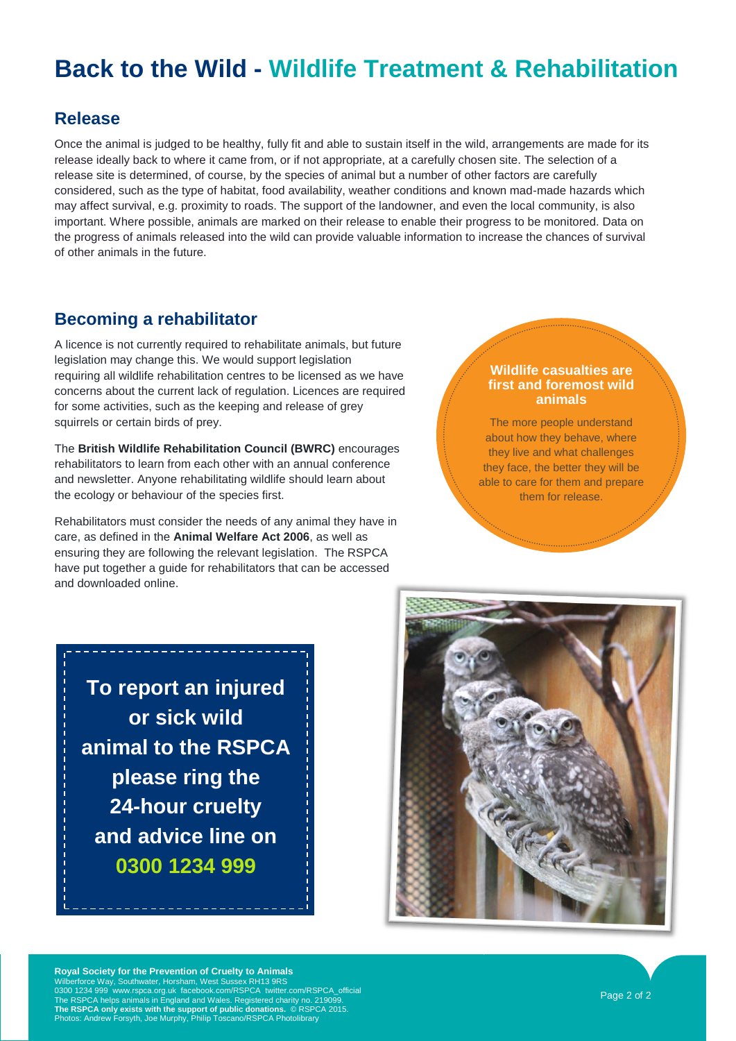# Back to the Wild - Wildlife Treatment & Rehabilitation

## Release

Once the animal is judged to be healthy, fully fit and able to sustain itself in the wild, arrangements are made for its release ideally back to where it came from, or if not appropriate, at a carefully chosen site. The selection of a release site is determined, of course, by the species of animal but a number of other factors are carefully considered, such as the type of habitat, food availability, weather conditions and known mad-made hazards which may affect survival, e.g. proximity to roads. The support of the landowner, and even the local community, is also important. Where possible, animals are marked on their release to enable their progress to be monitored. Data on the progress of animals released into the wild can provide valuable information to increase the chances of survival of other animals in the future.

## Becoming a rehabilitator

A licence is not currently required to rehabilitate animals, but future legislation may change this. We would support legislation requiring all wildlife rehabilitation centres to be licensed as we have concerns about the current lack of regulation. Licences are required for some activities, such as the keeping and release of grey squirrels or certain birds of prey.

The **British Wildlife Rehabilitation Council (BWRC)** encourages rehabilitators to learn from each other with an annual conference and newsletter. Anyone rehabilitating wildlife should learn about the ecology or behaviour of the species first.

Rehabilitators must consider the needs of any animal they have in care, as defined in the **Animal Welfare Act 2006**, as well as ensuring they are following the relevant legislation. The RSPCA have put together a guide for rehabilitators that can be accessed and downloaded online.

**Wildlife casualties are first and foremost wild animals**

The more people understand about how they behave, where they live and what challenges they face, the better they will be able to care for them and prepare them for release.

**To report an injured or sick wild animal to the RSPCA please ring the 24-hour cruelty and advice line on 0300 1234 999**

**Royal Society for the Prevention of Cruelty to Animals**
Wilberforce Way, Southwater, Horsham, West Sussex RH13 9RS
0300 1234 999 www.rspca.org.uk facebook.com/RSPCA twitter.com/RSPCA_official
The RSPCA helps animals in England and Wales. Registered charity no. 219099.
**The RSPCA only exists with the support of public donations.** © RSPCA 2015.
Photos: Andrew Forsyth, Joe Murphy, Philip Toscano/RSPCA Photolibrary